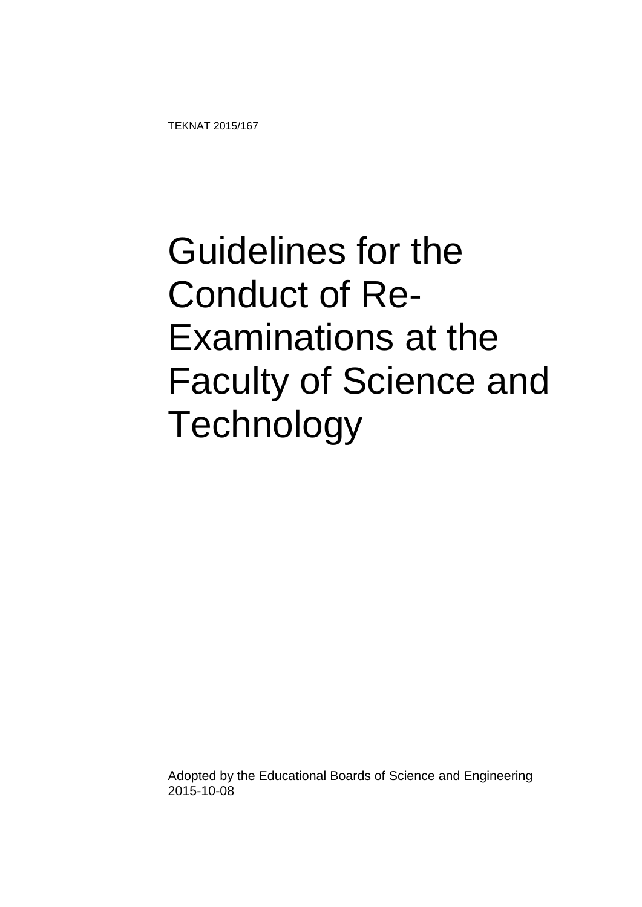TEKNAT 2015/167

# Guidelines for the Conduct of Re-Examinations at the Faculty of Science and Technology

Adopted by the Educational Boards of Science and Engineering
2015-10-08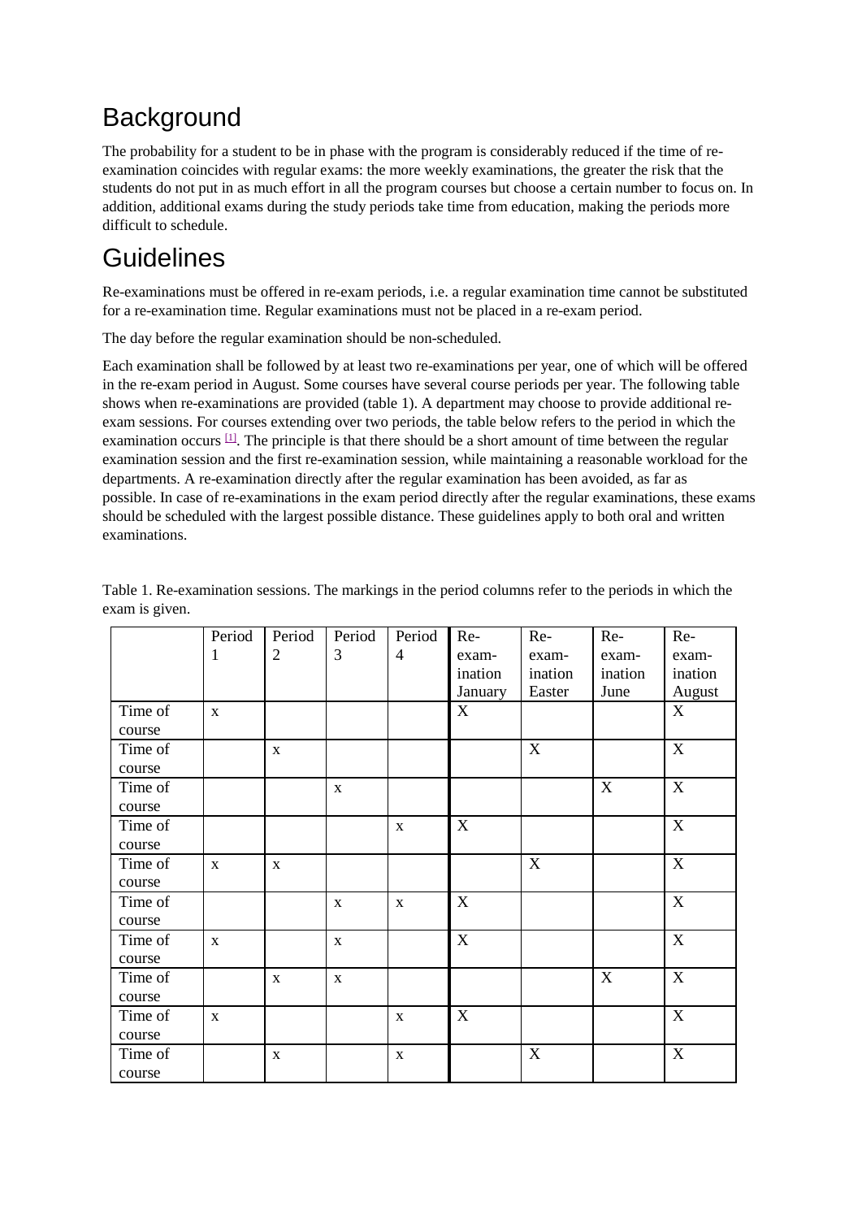# Background

The probability for a student to be in phase with the program is considerably reduced if the time of re-examination coincides with regular exams: the more weekly examinations, the greater the risk that the students do not put in as much effort in all the program courses but choose a certain number to focus on. In addition, additional exams during the study periods take time from education, making the periods more difficult to schedule.

# Guidelines

Re-examinations must be offered in re-exam periods, i.e. a regular examination time cannot be substituted for a re-examination time. Regular examinations must not be placed in a re-exam period.

The day before the regular examination should be non-scheduled.

Each examination shall be followed by at least two re-examinations per year, one of which will be offered in the re-exam period in August. Some courses have several course periods per year. The following table shows when re-examinations are provided (table 1). A department may choose to provide additional re-exam sessions. For courses extending over two periods, the table below refers to the period in which the examination occurs [1]. The principle is that there should be a short amount of time between the regular examination session and the first re-examination session, while maintaining a reasonable workload for the departments. A re-examination directly after the regular examination has been avoided, as far as possible. In case of re-examinations in the exam period directly after the regular examinations, these exams should be scheduled with the largest possible distance. These guidelines apply to both oral and written examinations.

Table 1. Re-examination sessions. The markings in the period columns refer to the periods in which the exam is given.

| | Period 1 | Period 2 | Period 3 | Period 4 | Re-exam-ination January | Re-exam-ination Easter | Re-exam-ination June | Re-exam-ination August |
|---|---|---|---|---|---|---|---|---|
| Time of course | x | | | | X | | | X |
| Time of course | | x | | | | X | | X |
| Time of course | | | x | | | | X | X |
| Time of course | | | | x | X | | | X |
| Time of course | x | x | | | | X | | X |
| Time of course | | | x | x | X | | | X |
| Time of course | x | | x | | X | | | X |
| Time of course | | x | x | | | | X | X |
| Time of course | x | | | x | X | | | X |
| Time of course | | x | | x | | X | | X |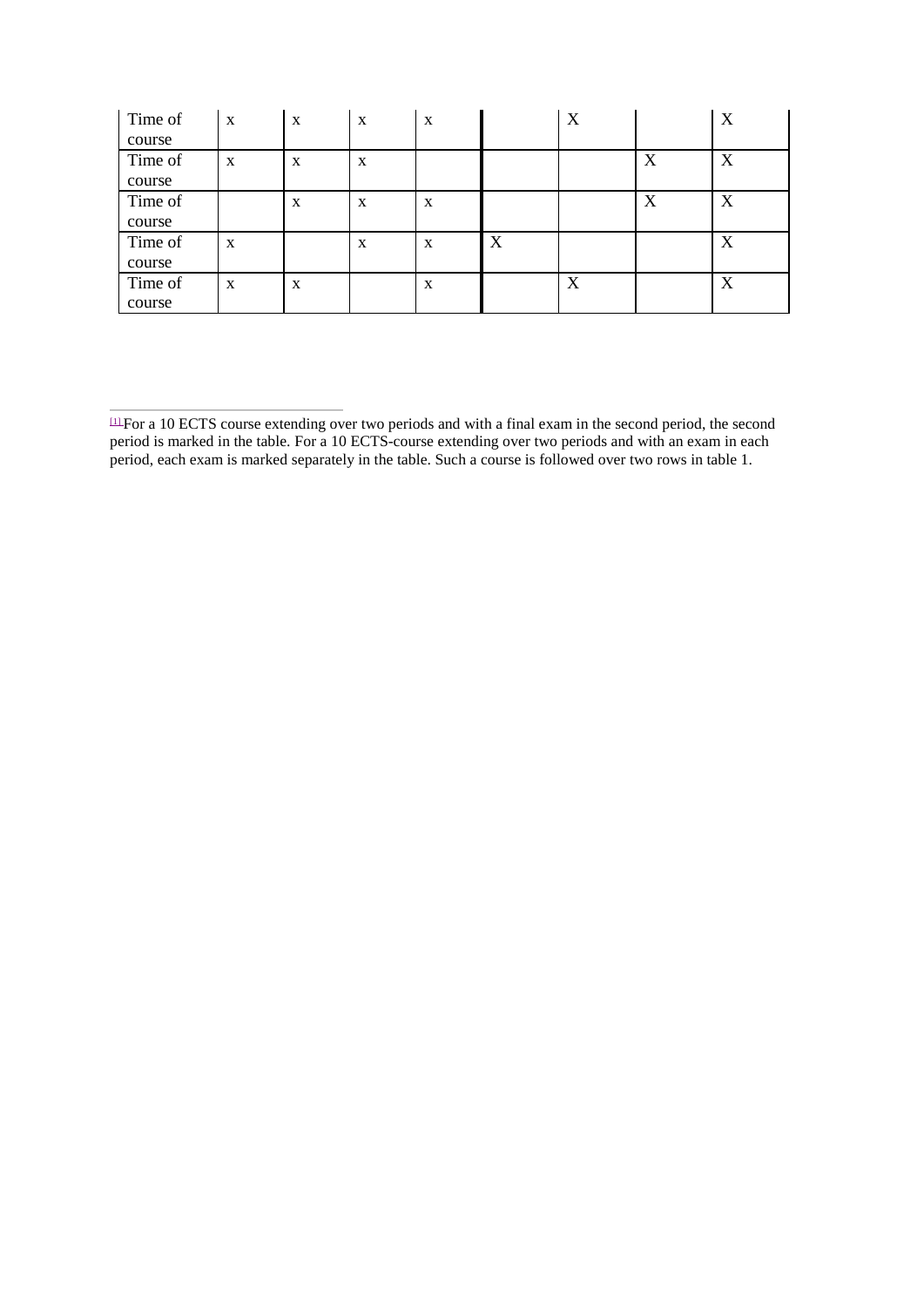| | | | | | | | | |
|---|---|---|---|---|---|---|---|---|
| Time of course | x | x | x | x | | X | | X |
| Time of course | x | x | x | | | | X | X |
| Time of course | | x | x | x | | | X | X |
| Time of course | x | | x | x | X | | | X |
| Time of course | x | x | | x | | X | | X |

[1] For a 10 ECTS course extending over two periods and with a final exam in the second period, the second period is marked in the table. For a 10 ECTS-course extending over two periods and with an exam in each period, each exam is marked separately in the table. Such a course is followed over two rows in table 1.